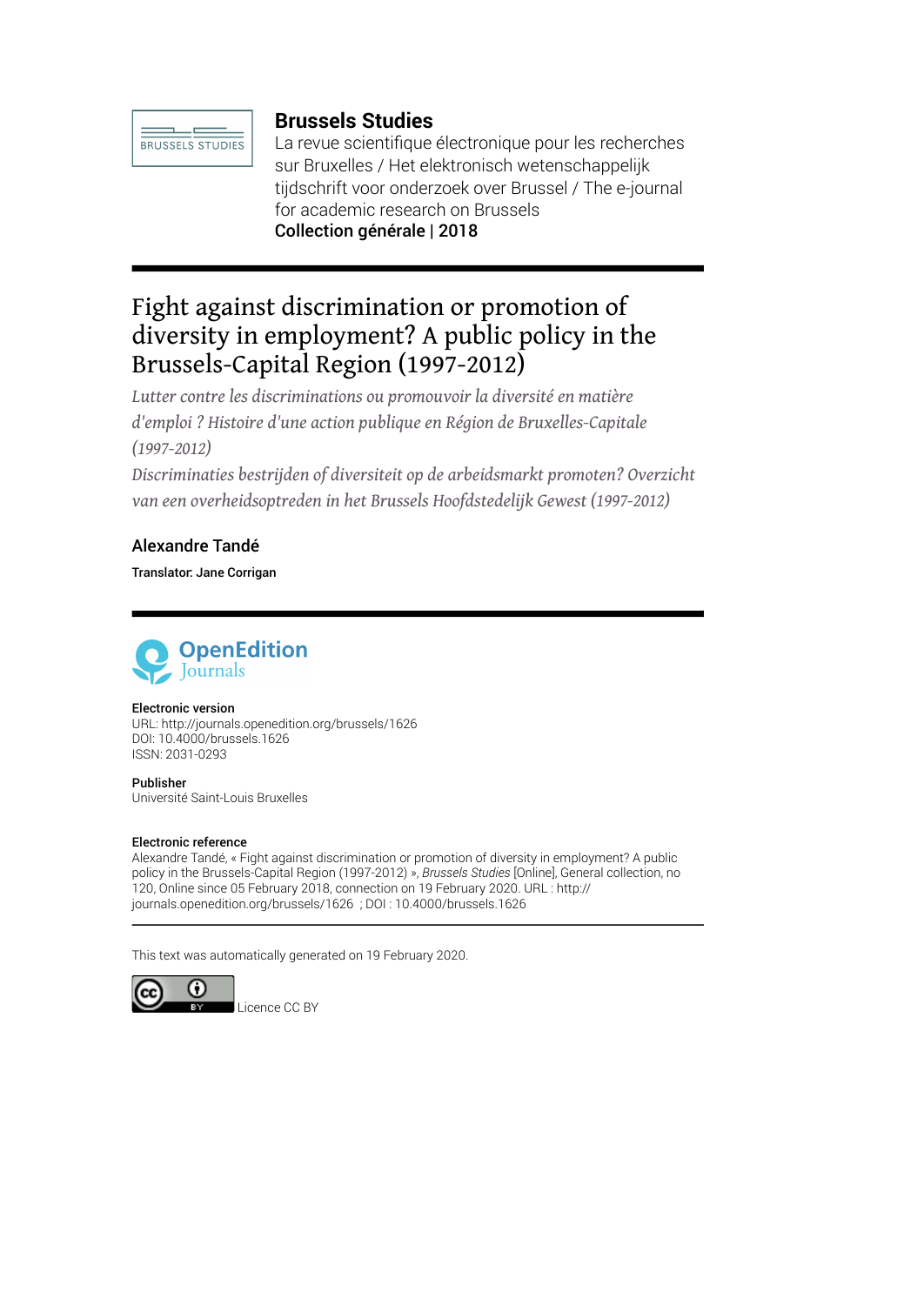**Brussels Studies**

La revue scientifique électronique pour les recherches sur Bruxelles / Het elektronisch wetenschappelijk tijdschrift voor onderzoek over Brussel / The e-journal for academic research on Brussels

**Collection générale | 2018**

# Fight against discrimination or promotion of diversity in employment? A public policy in the Brussels-Capital Region (1997-2012)

*Lutter contre les discriminations ou promouvoir la diversité en matière d'emploi ? Histoire d'une action publique en Région de Bruxelles-Capitale (1997-2012)*

*Discriminaties bestrijden of diversiteit op de arbeidsmarkt promoten? Overzicht van een overheidsoptreden in het Brussels Hoofdstedelijk Gewest (1997-2012)*

**Alexandre Tandé**

**Translator: Jane Corrigan**

**Electronic version**

URL: http://journals.openedition.org/brussels/1626
DOI: 10.4000/brussels.1626
ISSN: 2031-0293

**Publisher**

Université Saint-Louis Bruxelles

**Electronic reference**

Alexandre Tandé, « Fight against discrimination or promotion of diversity in employment? A public policy in the Brussels-Capital Region (1997-2012) », *Brussels Studies* [Online], General collection, no 120, Online since 05 February 2018, connection on 19 February 2020. URL : http://journals.openedition.org/brussels/1626 ; DOI : 10.4000/brussels.1626

This text was automatically generated on 19 February 2020.

Licence CC BY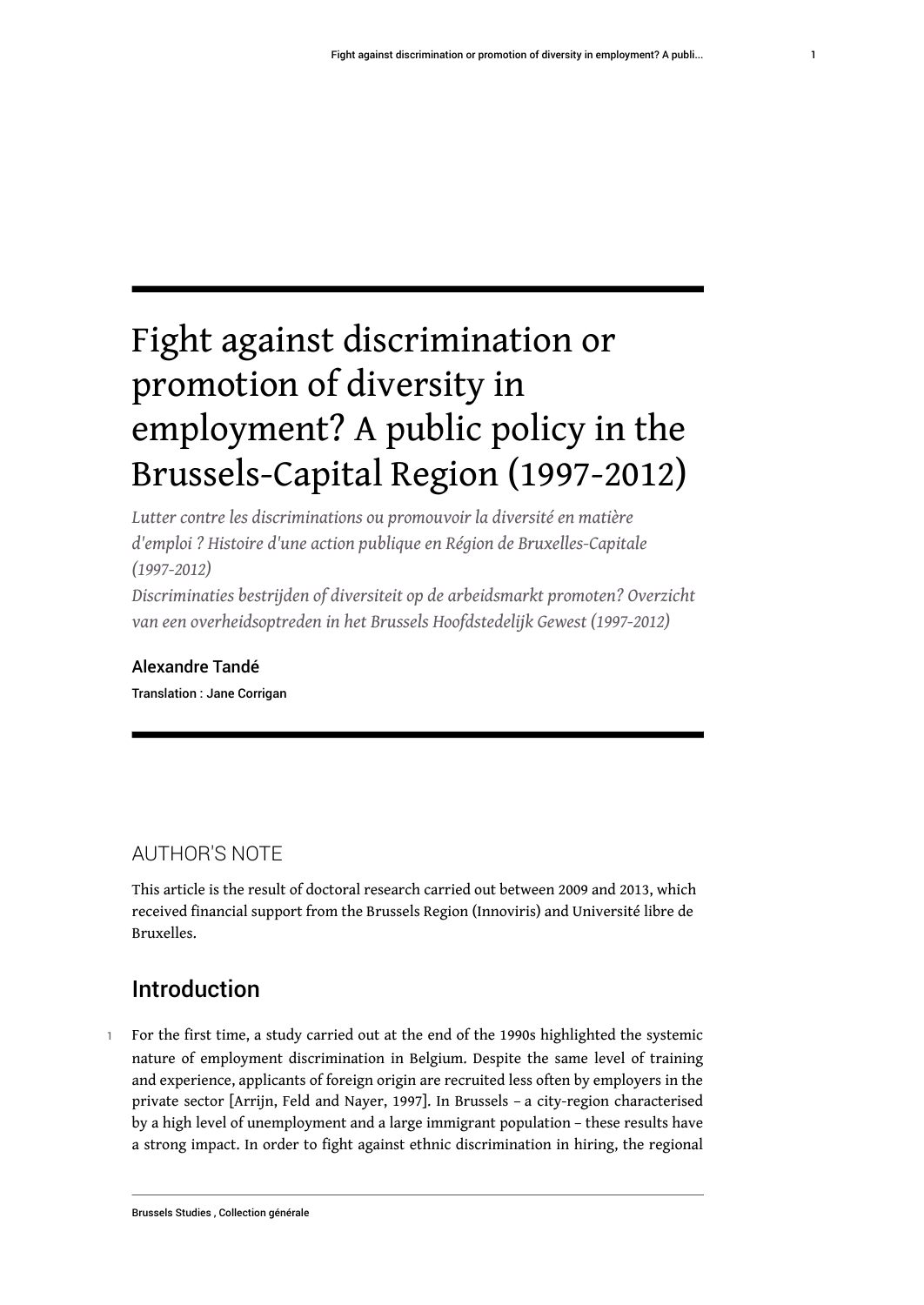# Fight against discrimination or promotion of diversity in employment? A public policy in the Brussels-Capital Region (1997-2012)

*Lutter contre les discriminations ou promouvoir la diversité en matière d'emploi ? Histoire d'une action publique en Région de Bruxelles-Capitale (1997-2012)*

*Discriminaties bestrijden of diversiteit op de arbeidsmarkt promoten? Overzicht van een overheidsoptreden in het Brussels Hoofdstedelijk Gewest (1997-2012)*

**Alexandre Tandé**

Translation : Jane Corrigan

## AUTHOR'S NOTE

This article is the result of doctoral research carried out between 2009 and 2013, which received financial support from the Brussels Region (Innoviris) and Université libre de Bruxelles.

## Introduction

1 For the first time, a study carried out at the end of the 1990s highlighted the systemic nature of employment discrimination in Belgium. Despite the same level of training and experience, applicants of foreign origin are recruited less often by employers in the private sector [Arrijn, Feld and Nayer, 1997]. In Brussels – a city-region characterised by a high level of unemployment and a large immigrant population – these results have a strong impact. In order to fight against ethnic discrimination in hiring, the regional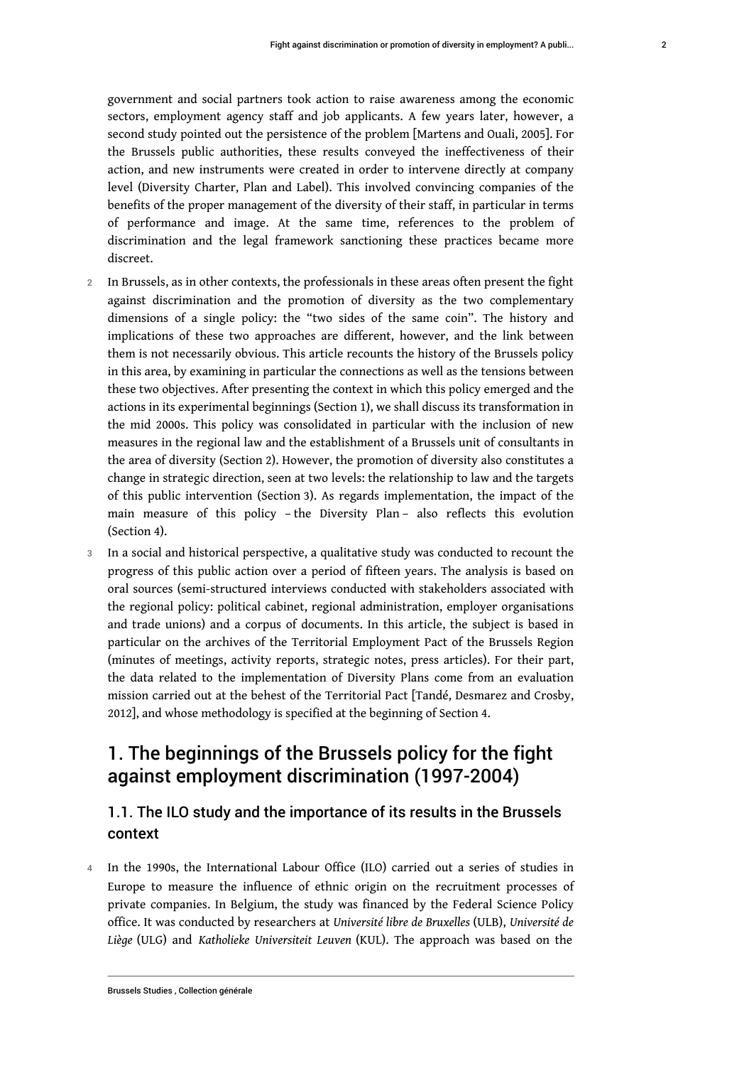government and social partners took action to raise awareness among the economic sectors, employment agency staff and job applicants. A few years later, however, a second study pointed out the persistence of the problem [Martens and Ouali, 2005]. For the Brussels public authorities, these results conveyed the ineffectiveness of their action, and new instruments were created in order to intervene directly at company level (Diversity Charter, Plan and Label). This involved convincing companies of the benefits of the proper management of the diversity of their staff, in particular in terms of performance and image. At the same time, references to the problem of discrimination and the legal framework sanctioning these practices became more discreet.

2 In Brussels, as in other contexts, the professionals in these areas often present the fight against discrimination and the promotion of diversity as the two complementary dimensions of a single policy: the "two sides of the same coin". The history and implications of these two approaches are different, however, and the link between them is not necessarily obvious. This article recounts the history of the Brussels policy in this area, by examining in particular the connections as well as the tensions between these two objectives. After presenting the context in which this policy emerged and the actions in its experimental beginnings (Section 1), we shall discuss its transformation in the mid 2000s. This policy was consolidated in particular with the inclusion of new measures in the regional law and the establishment of a Brussels unit of consultants in the area of diversity (Section 2). However, the promotion of diversity also constitutes a change in strategic direction, seen at two levels: the relationship to law and the targets of this public intervention (Section 3). As regards implementation, the impact of the main measure of this policy – the Diversity Plan – also reflects this evolution (Section 4).

3 In a social and historical perspective, a qualitative study was conducted to recount the progress of this public action over a period of fifteen years. The analysis is based on oral sources (semi-structured interviews conducted with stakeholders associated with the regional policy: political cabinet, regional administration, employer organisations and trade unions) and a corpus of documents. In this article, the subject is based in particular on the archives of the Territorial Employment Pact of the Brussels Region (minutes of meetings, activity reports, strategic notes, press articles). For their part, the data related to the implementation of Diversity Plans come from an evaluation mission carried out at the behest of the Territorial Pact [Tandé, Desmarez and Crosby, 2012], and whose methodology is specified at the beginning of Section 4.

## 1. The beginnings of the Brussels policy for the fight against employment discrimination (1997-2004)

### 1.1. The ILO study and the importance of its results in the Brussels context

4 In the 1990s, the International Labour Office (ILO) carried out a series of studies in Europe to measure the influence of ethnic origin on the recruitment processes of private companies. In Belgium, the study was financed by the Federal Science Policy office. It was conducted by researchers at *Université libre de Bruxelles* (ULB), *Université de Liège* (ULG) and *Katholieke Universiteit Leuven* (KUL). The approach was based on the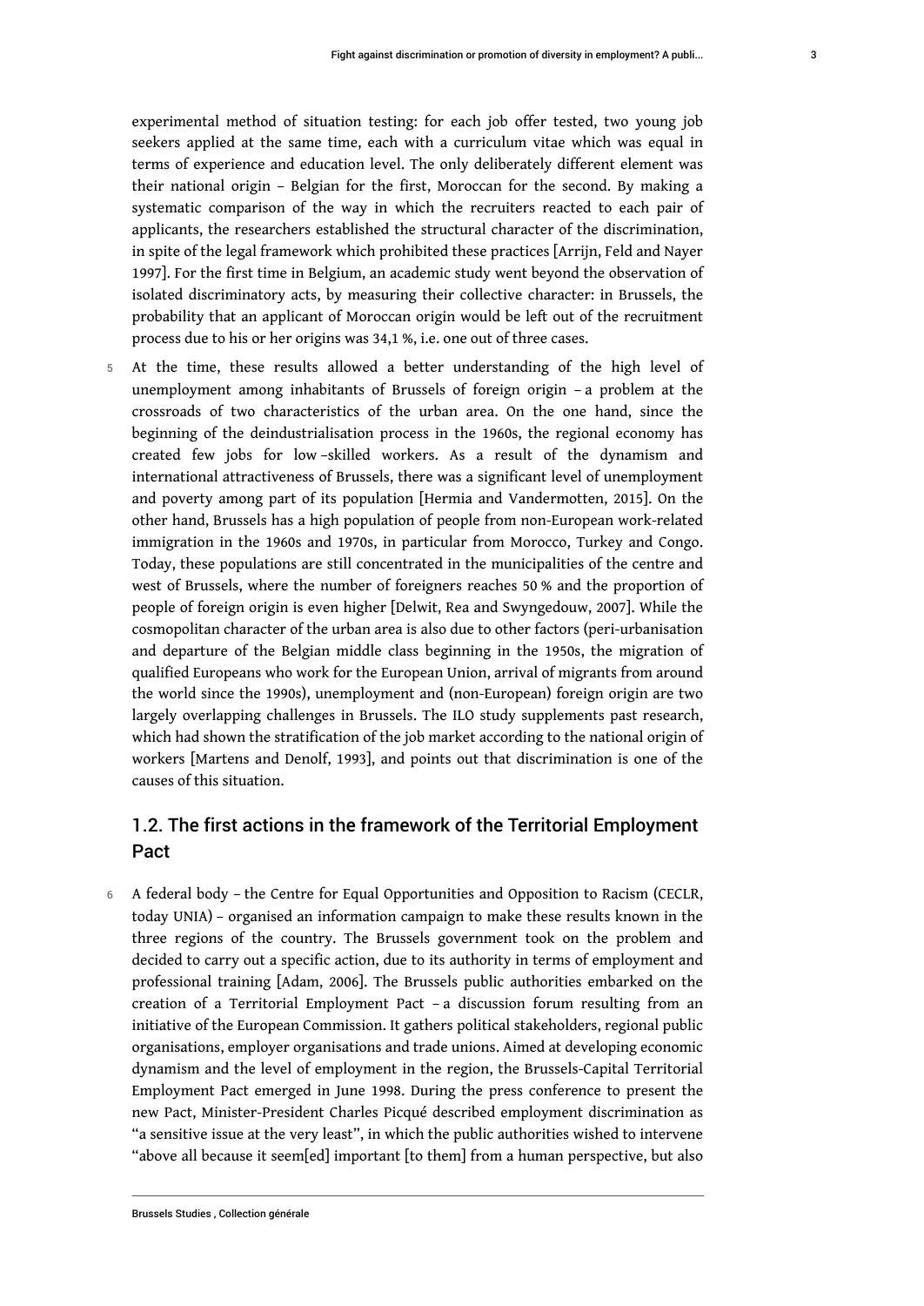experimental method of situation testing: for each job offer tested, two young job seekers applied at the same time, each with a curriculum vitae which was equal in terms of experience and education level. The only deliberately different element was their national origin – Belgian for the first, Moroccan for the second. By making a systematic comparison of the way in which the recruiters reacted to each pair of applicants, the researchers established the structural character of the discrimination, in spite of the legal framework which prohibited these practices [Arrijn, Feld and Nayer 1997]. For the first time in Belgium, an academic study went beyond the observation of isolated discriminatory acts, by measuring their collective character: in Brussels, the probability that an applicant of Moroccan origin would be left out of the recruitment process due to his or her origins was 34,1 %, i.e. one out of three cases.

5 At the time, these results allowed a better understanding of the high level of unemployment among inhabitants of Brussels of foreign origin – a problem at the crossroads of two characteristics of the urban area. On the one hand, since the beginning of the deindustrialisation process in the 1960s, the regional economy has created few jobs for low–skilled workers. As a result of the dynamism and international attractiveness of Brussels, there was a significant level of unemployment and poverty among part of its population [Hermia and Vandermotten, 2015]. On the other hand, Brussels has a high population of people from non-European work-related immigration in the 1960s and 1970s, in particular from Morocco, Turkey and Congo. Today, these populations are still concentrated in the municipalities of the centre and west of Brussels, where the number of foreigners reaches 50 % and the proportion of people of foreign origin is even higher [Delwit, Rea and Swyngedouw, 2007]. While the cosmopolitan character of the urban area is also due to other factors (peri-urbanisation and departure of the Belgian middle class beginning in the 1950s, the migration of qualified Europeans who work for the European Union, arrival of migrants from around the world since the 1990s), unemployment and (non-European) foreign origin are two largely overlapping challenges in Brussels. The ILO study supplements past research, which had shown the stratification of the job market according to the national origin of workers [Martens and Denolf, 1993], and points out that discrimination is one of the causes of this situation.

## 1.2. The first actions in the framework of the Territorial Employment Pact

6 A federal body – the Centre for Equal Opportunities and Opposition to Racism (CECLR, today UNIA) – organised an information campaign to make these results known in the three regions of the country. The Brussels government took on the problem and decided to carry out a specific action, due to its authority in terms of employment and professional training [Adam, 2006]. The Brussels public authorities embarked on the creation of a Territorial Employment Pact – a discussion forum resulting from an initiative of the European Commission. It gathers political stakeholders, regional public organisations, employer organisations and trade unions. Aimed at developing economic dynamism and the level of employment in the region, the Brussels-Capital Territorial Employment Pact emerged in June 1998. During the press conference to present the new Pact, Minister-President Charles Picqué described employment discrimination as "a sensitive issue at the very least", in which the public authorities wished to intervene "above all because it seem[ed] important [to them] from a human perspective, but also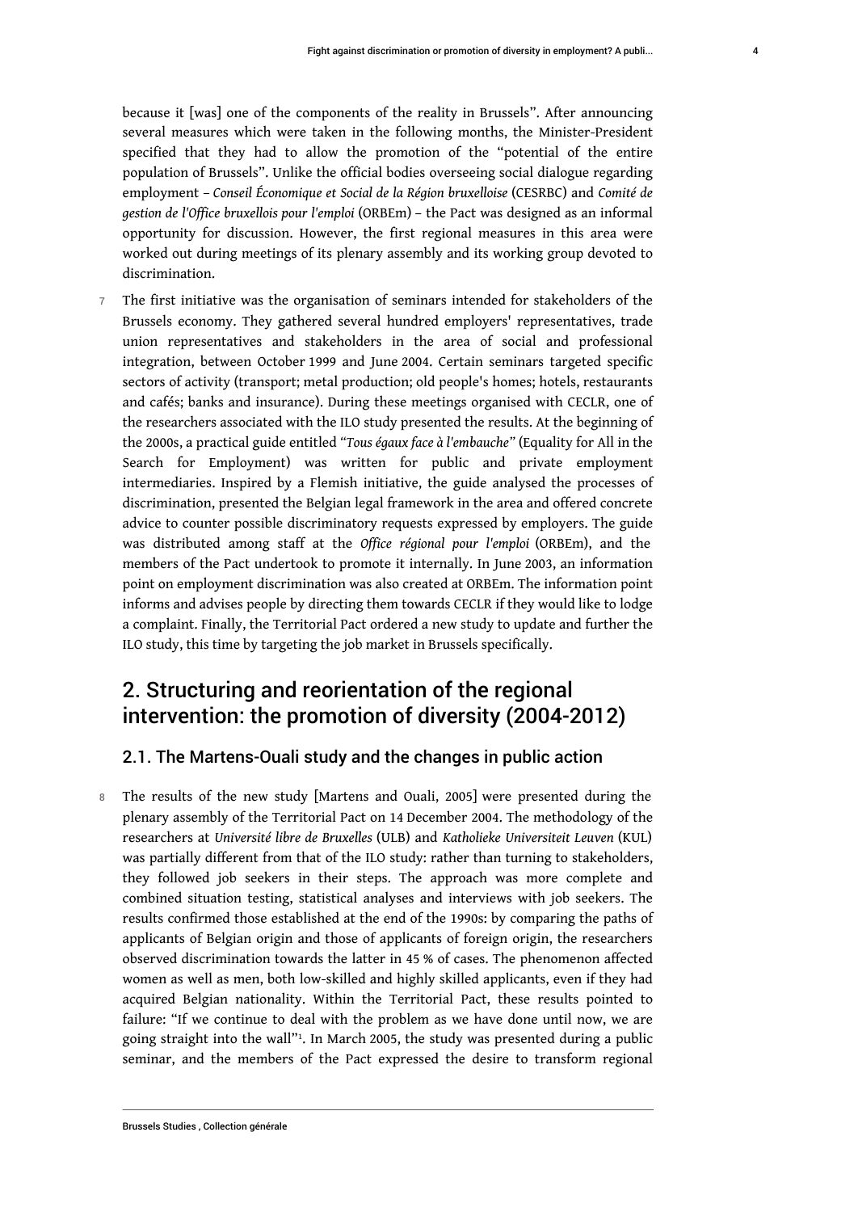because it [was] one of the components of the reality in Brussels". After announcing several measures which were taken in the following months, the Minister-President specified that they had to allow the promotion of the "potential of the entire population of Brussels". Unlike the official bodies overseeing social dialogue regarding employment – *Conseil Économique et Social de la Région bruxelloise* (CESRBC) and *Comité de gestion de l'Office bruxellois pour l'emploi* (ORBEm) – the Pact was designed as an informal opportunity for discussion. However, the first regional measures in this area were worked out during meetings of its plenary assembly and its working group devoted to discrimination.

7 The first initiative was the organisation of seminars intended for stakeholders of the Brussels economy. They gathered several hundred employers' representatives, trade union representatives and stakeholders in the area of social and professional integration, between October 1999 and June 2004. Certain seminars targeted specific sectors of activity (transport; metal production; old people's homes; hotels, restaurants and cafés; banks and insurance). During these meetings organised with CECLR, one of the researchers associated with the ILO study presented the results. At the beginning of the 2000s, a practical guide entitled "*Tous égaux face à l'embauche*" (Equality for All in the Search for Employment) was written for public and private employment intermediaries. Inspired by a Flemish initiative, the guide analysed the processes of discrimination, presented the Belgian legal framework in the area and offered concrete advice to counter possible discriminatory requests expressed by employers. The guide was distributed among staff at the *Office régional pour l'emploi* (ORBEm), and the members of the Pact undertook to promote it internally. In June 2003, an information point on employment discrimination was also created at ORBEm. The information point informs and advises people by directing them towards CECLR if they would like to lodge a complaint. Finally, the Territorial Pact ordered a new study to update and further the ILO study, this time by targeting the job market in Brussels specifically.

## 2. Structuring and reorientation of the regional intervention: the promotion of diversity (2004-2012)

### 2.1. The Martens-Ouali study and the changes in public action

8 The results of the new study [Martens and Ouali, 2005] were presented during the plenary assembly of the Territorial Pact on 14 December 2004. The methodology of the researchers at *Université libre de Bruxelles* (ULB) and *Katholieke Universiteit Leuven* (KUL) was partially different from that of the ILO study: rather than turning to stakeholders, they followed job seekers in their steps. The approach was more complete and combined situation testing, statistical analyses and interviews with job seekers. The results confirmed those established at the end of the 1990s: by comparing the paths of applicants of Belgian origin and those of applicants of foreign origin, the researchers observed discrimination towards the latter in 45 % of cases. The phenomenon affected women as well as men, both low-skilled and highly skilled applicants, even if they had acquired Belgian nationality. Within the Territorial Pact, these results pointed to failure: "If we continue to deal with the problem as we have done until now, we are going straight into the wall"[1]. In March 2005, the study was presented during a public seminar, and the members of the Pact expressed the desire to transform regional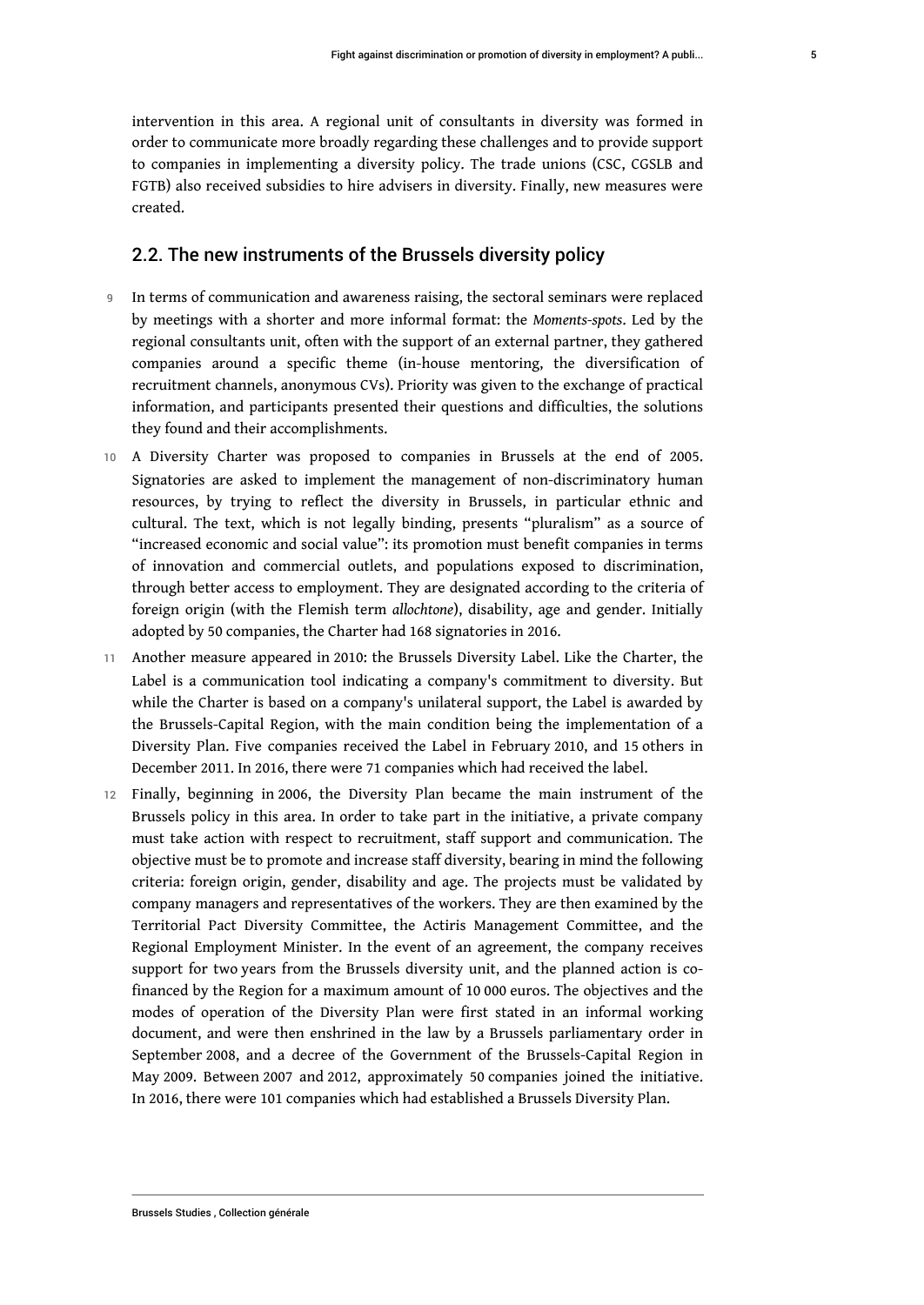intervention in this area. A regional unit of consultants in diversity was formed in order to communicate more broadly regarding these challenges and to provide support to companies in implementing a diversity policy. The trade unions (CSC, CGSLB and FGTB) also received subsidies to hire advisers in diversity. Finally, new measures were created.

## 2.2. The new instruments of the Brussels diversity policy

9 In terms of communication and awareness raising, the sectoral seminars were replaced by meetings with a shorter and more informal format: the *Moments-spots*. Led by the regional consultants unit, often with the support of an external partner, they gathered companies around a specific theme (in-house mentoring, the diversification of recruitment channels, anonymous CVs). Priority was given to the exchange of practical information, and participants presented their questions and difficulties, the solutions they found and their accomplishments.

10 A Diversity Charter was proposed to companies in Brussels at the end of 2005. Signatories are asked to implement the management of non-discriminatory human resources, by trying to reflect the diversity in Brussels, in particular ethnic and cultural. The text, which is not legally binding, presents "pluralism" as a source of "increased economic and social value": its promotion must benefit companies in terms of innovation and commercial outlets, and populations exposed to discrimination, through better access to employment. They are designated according to the criteria of foreign origin (with the Flemish term *allochtone*), disability, age and gender. Initially adopted by 50 companies, the Charter had 168 signatories in 2016.

11 Another measure appeared in 2010: the Brussels Diversity Label. Like the Charter, the Label is a communication tool indicating a company's commitment to diversity. But while the Charter is based on a company's unilateral support, the Label is awarded by the Brussels-Capital Region, with the main condition being the implementation of a Diversity Plan. Five companies received the Label in February 2010, and 15 others in December 2011. In 2016, there were 71 companies which had received the label.

12 Finally, beginning in 2006, the Diversity Plan became the main instrument of the Brussels policy in this area. In order to take part in the initiative, a private company must take action with respect to recruitment, staff support and communication. The objective must be to promote and increase staff diversity, bearing in mind the following criteria: foreign origin, gender, disability and age. The projects must be validated by company managers and representatives of the workers. They are then examined by the Territorial Pact Diversity Committee, the Actiris Management Committee, and the Regional Employment Minister. In the event of an agreement, the company receives support for two years from the Brussels diversity unit, and the planned action is co-financed by the Region for a maximum amount of 10 000 euros. The objectives and the modes of operation of the Diversity Plan were first stated in an informal working document, and were then enshrined in the law by a Brussels parliamentary order in September 2008, and a decree of the Government of the Brussels-Capital Region in May 2009. Between 2007 and 2012, approximately 50 companies joined the initiative. In 2016, there were 101 companies which had established a Brussels Diversity Plan.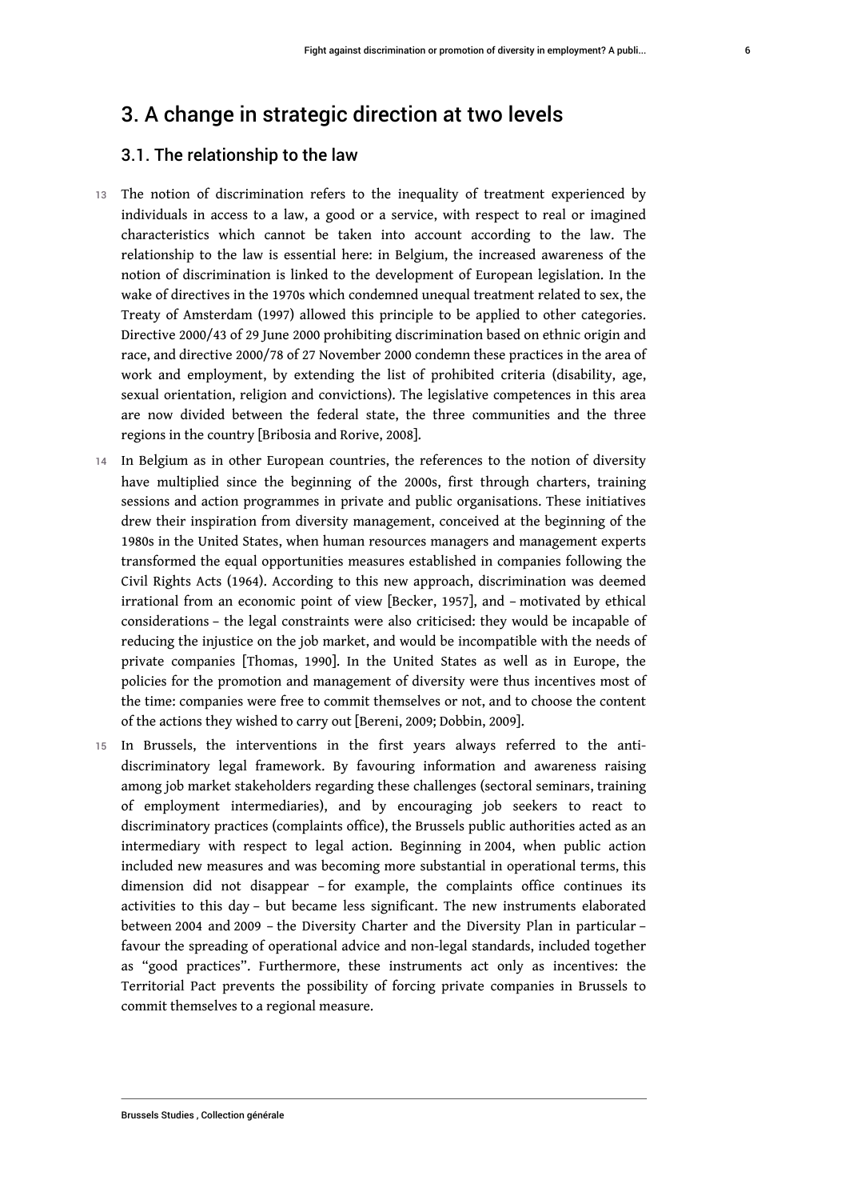## 3. A change in strategic direction at two levels

### 3.1. The relationship to the law

13 The notion of discrimination refers to the inequality of treatment experienced by individuals in access to a law, a good or a service, with respect to real or imagined characteristics which cannot be taken into account according to the law. The relationship to the law is essential here: in Belgium, the increased awareness of the notion of discrimination is linked to the development of European legislation. In the wake of directives in the 1970s which condemned unequal treatment related to sex, the Treaty of Amsterdam (1997) allowed this principle to be applied to other categories. Directive 2000/43 of 29 June 2000 prohibiting discrimination based on ethnic origin and race, and directive 2000/78 of 27 November 2000 condemn these practices in the area of work and employment, by extending the list of prohibited criteria (disability, age, sexual orientation, religion and convictions). The legislative competences in this area are now divided between the federal state, the three communities and the three regions in the country [Bribosia and Rorive, 2008].

14 In Belgium as in other European countries, the references to the notion of diversity have multiplied since the beginning of the 2000s, first through charters, training sessions and action programmes in private and public organisations. These initiatives drew their inspiration from diversity management, conceived at the beginning of the 1980s in the United States, when human resources managers and management experts transformed the equal opportunities measures established in companies following the Civil Rights Acts (1964). According to this new approach, discrimination was deemed irrational from an economic point of view [Becker, 1957], and – motivated by ethical considerations – the legal constraints were also criticised: they would be incapable of reducing the injustice on the job market, and would be incompatible with the needs of private companies [Thomas, 1990]. In the United States as well as in Europe, the policies for the promotion and management of diversity were thus incentives most of the time: companies were free to commit themselves or not, and to choose the content of the actions they wished to carry out [Bereni, 2009; Dobbin, 2009].

15 In Brussels, the interventions in the first years always referred to the anti-discriminatory legal framework. By favouring information and awareness raising among job market stakeholders regarding these challenges (sectoral seminars, training of employment intermediaries), and by encouraging job seekers to react to discriminatory practices (complaints office), the Brussels public authorities acted as an intermediary with respect to legal action. Beginning in 2004, when public action included new measures and was becoming more substantial in operational terms, this dimension did not disappear – for example, the complaints office continues its activities to this day – but became less significant. The new instruments elaborated between 2004 and 2009 – the Diversity Charter and the Diversity Plan in particular – favour the spreading of operational advice and non-legal standards, included together as "good practices". Furthermore, these instruments act only as incentives: the Territorial Pact prevents the possibility of forcing private companies in Brussels to commit themselves to a regional measure.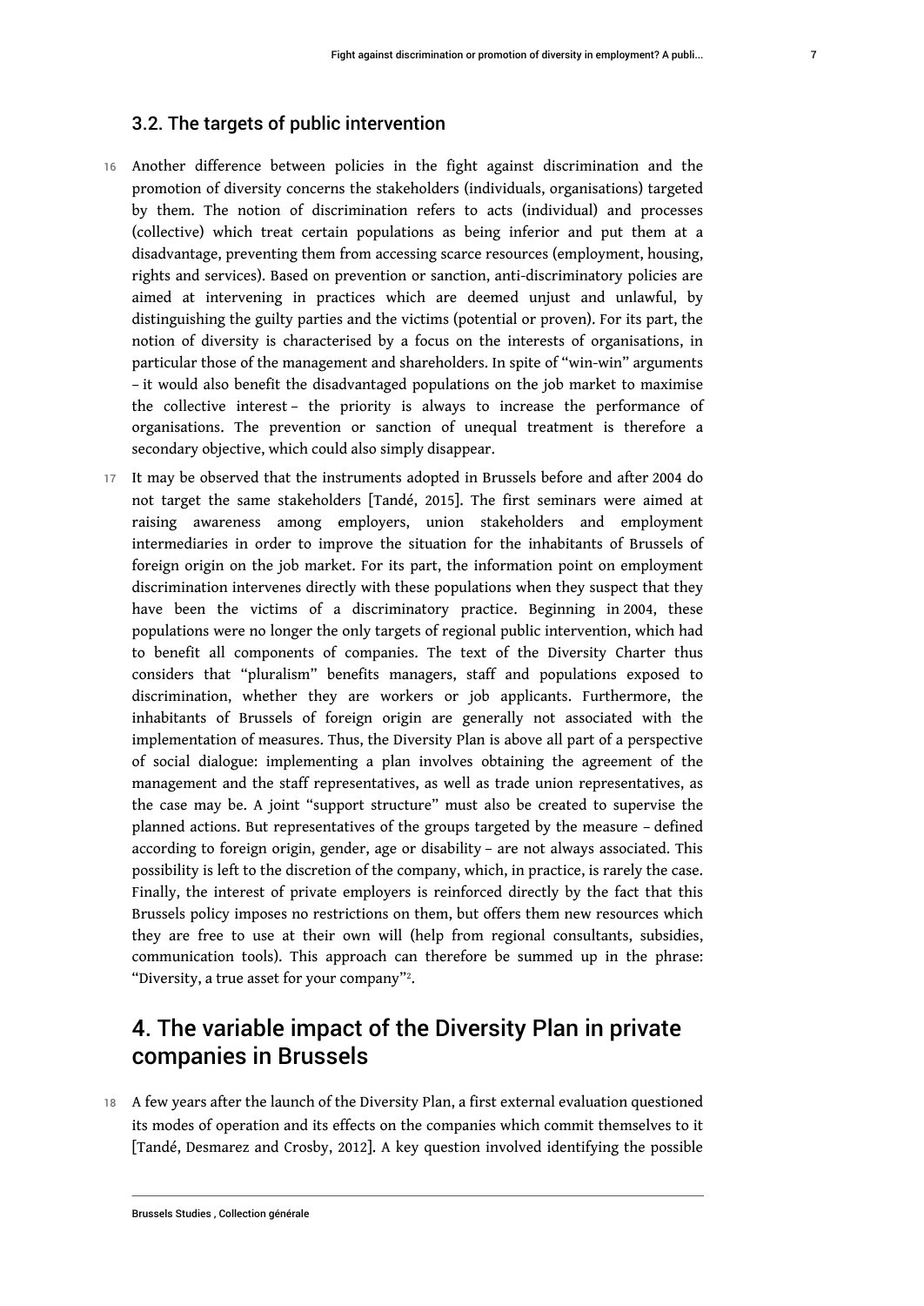### 3.2. The targets of public intervention

16 Another difference between policies in the fight against discrimination and the promotion of diversity concerns the stakeholders (individuals, organisations) targeted by them. The notion of discrimination refers to acts (individual) and processes (collective) which treat certain populations as being inferior and put them at a disadvantage, preventing them from accessing scarce resources (employment, housing, rights and services). Based on prevention or sanction, anti-discriminatory policies are aimed at intervening in practices which are deemed unjust and unlawful, by distinguishing the guilty parties and the victims (potential or proven). For its part, the notion of diversity is characterised by a focus on the interests of organisations, in particular those of the management and shareholders. In spite of "win-win" arguments – it would also benefit the disadvantaged populations on the job market to maximise the collective interest – the priority is always to increase the performance of organisations. The prevention or sanction of unequal treatment is therefore a secondary objective, which could also simply disappear.

17 It may be observed that the instruments adopted in Brussels before and after 2004 do not target the same stakeholders [Tandé, 2015]. The first seminars were aimed at raising awareness among employers, union stakeholders and employment intermediaries in order to improve the situation for the inhabitants of Brussels of foreign origin on the job market. For its part, the information point on employment discrimination intervenes directly with these populations when they suspect that they have been the victims of a discriminatory practice. Beginning in 2004, these populations were no longer the only targets of regional public intervention, which had to benefit all components of companies. The text of the Diversity Charter thus considers that "pluralism" benefits managers, staff and populations exposed to discrimination, whether they are workers or job applicants. Furthermore, the inhabitants of Brussels of foreign origin are generally not associated with the implementation of measures. Thus, the Diversity Plan is above all part of a perspective of social dialogue: implementing a plan involves obtaining the agreement of the management and the staff representatives, as well as trade union representatives, as the case may be. A joint "support structure" must also be created to supervise the planned actions. But representatives of the groups targeted by the measure – defined according to foreign origin, gender, age or disability – are not always associated. This possibility is left to the discretion of the company, which, in practice, is rarely the case. Finally, the interest of private employers is reinforced directly by the fact that this Brussels policy imposes no restrictions on them, but offers them new resources which they are free to use at their own will (help from regional consultants, subsidies, communication tools). This approach can therefore be summed up in the phrase: "Diversity, a true asset for your company"[2].

## 4. The variable impact of the Diversity Plan in private companies in Brussels

18 A few years after the launch of the Diversity Plan, a first external evaluation questioned its modes of operation and its effects on the companies which commit themselves to it [Tandé, Desmarez and Crosby, 2012]. A key question involved identifying the possible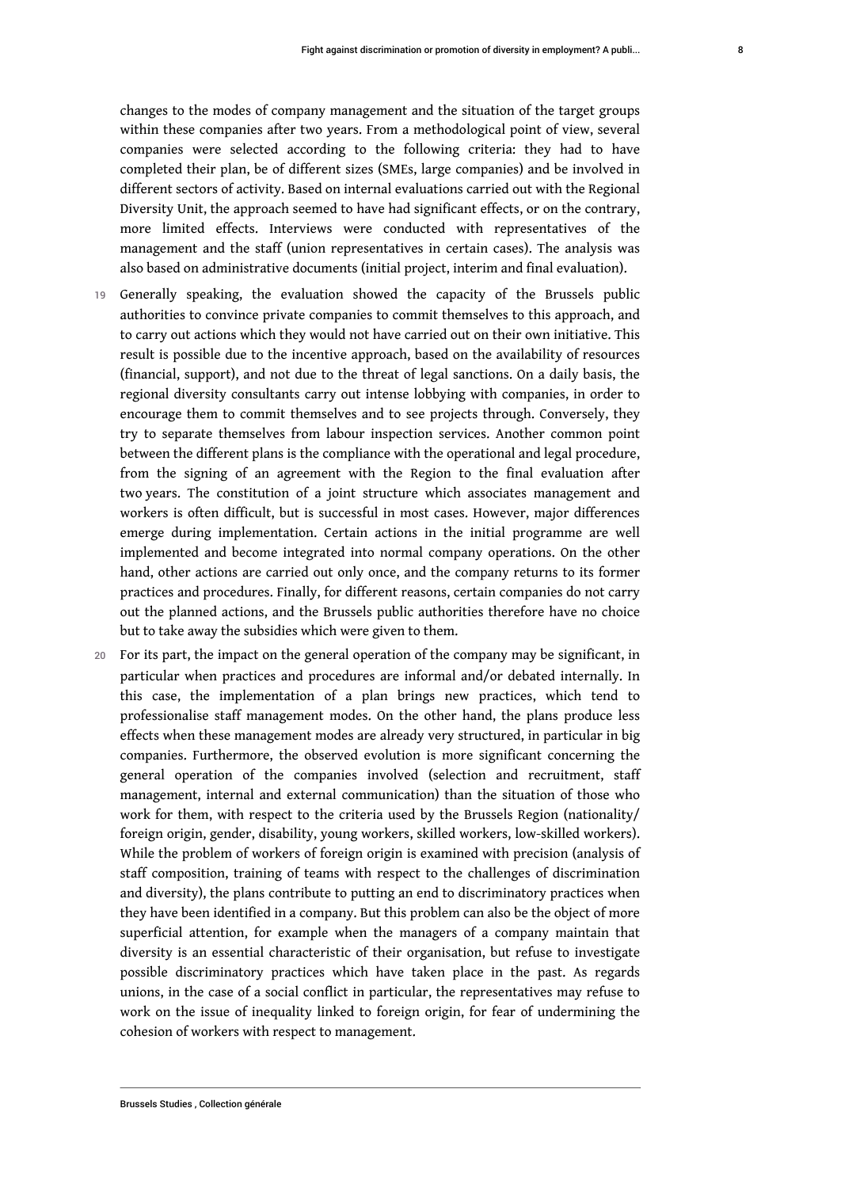changes to the modes of company management and the situation of the target groups within these companies after two years. From a methodological point of view, several companies were selected according to the following criteria: they had to have completed their plan, be of different sizes (SMEs, large companies) and be involved in different sectors of activity. Based on internal evaluations carried out with the Regional Diversity Unit, the approach seemed to have had significant effects, or on the contrary, more limited effects. Interviews were conducted with representatives of the management and the staff (union representatives in certain cases). The analysis was also based on administrative documents (initial project, interim and final evaluation).

19 Generally speaking, the evaluation showed the capacity of the Brussels public authorities to convince private companies to commit themselves to this approach, and to carry out actions which they would not have carried out on their own initiative. This result is possible due to the incentive approach, based on the availability of resources (financial, support), and not due to the threat of legal sanctions. On a daily basis, the regional diversity consultants carry out intense lobbying with companies, in order to encourage them to commit themselves and to see projects through. Conversely, they try to separate themselves from labour inspection services. Another common point between the different plans is the compliance with the operational and legal procedure, from the signing of an agreement with the Region to the final evaluation after two years. The constitution of a joint structure which associates management and workers is often difficult, but is successful in most cases. However, major differences emerge during implementation. Certain actions in the initial programme are well implemented and become integrated into normal company operations. On the other hand, other actions are carried out only once, and the company returns to its former practices and procedures. Finally, for different reasons, certain companies do not carry out the planned actions, and the Brussels public authorities therefore have no choice but to take away the subsidies which were given to them.

20 For its part, the impact on the general operation of the company may be significant, in particular when practices and procedures are informal and/or debated internally. In this case, the implementation of a plan brings new practices, which tend to professionalise staff management modes. On the other hand, the plans produce less effects when these management modes are already very structured, in particular in big companies. Furthermore, the observed evolution is more significant concerning the general operation of the companies involved (selection and recruitment, staff management, internal and external communication) than the situation of those who work for them, with respect to the criteria used by the Brussels Region (nationality/ foreign origin, gender, disability, young workers, skilled workers, low-skilled workers). While the problem of workers of foreign origin is examined with precision (analysis of staff composition, training of teams with respect to the challenges of discrimination and diversity), the plans contribute to putting an end to discriminatory practices when they have been identified in a company. But this problem can also be the object of more superficial attention, for example when the managers of a company maintain that diversity is an essential characteristic of their organisation, but refuse to investigate possible discriminatory practices which have taken place in the past. As regards unions, in the case of a social conflict in particular, the representatives may refuse to work on the issue of inequality linked to foreign origin, for fear of undermining the cohesion of workers with respect to management.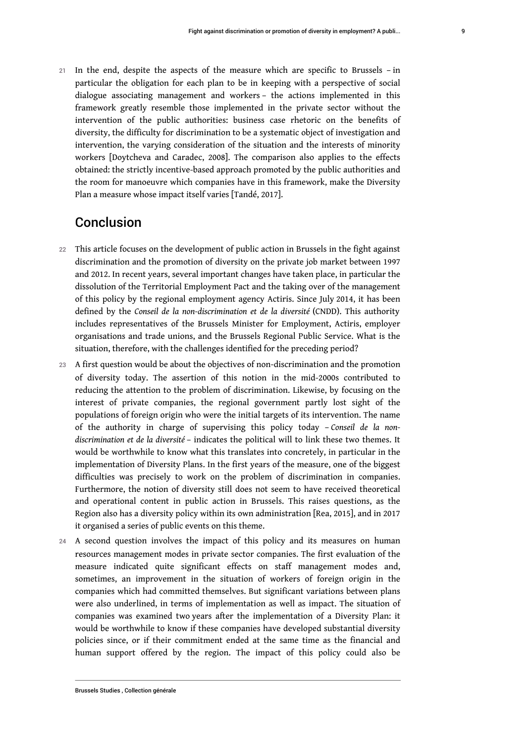21 In the end, despite the aspects of the measure which are specific to Brussels – in particular the obligation for each plan to be in keeping with a perspective of social dialogue associating management and workers – the actions implemented in this framework greatly resemble those implemented in the private sector without the intervention of the public authorities: business case rhetoric on the benefits of diversity, the difficulty for discrimination to be a systematic object of investigation and intervention, the varying consideration of the situation and the interests of minority workers [Doytcheva and Caradec, 2008]. The comparison also applies to the effects obtained: the strictly incentive-based approach promoted by the public authorities and the room for manoeuvre which companies have in this framework, make the Diversity Plan a measure whose impact itself varies [Tandé, 2017].

## Conclusion

22 This article focuses on the development of public action in Brussels in the fight against discrimination and the promotion of diversity on the private job market between 1997 and 2012. In recent years, several important changes have taken place, in particular the dissolution of the Territorial Employment Pact and the taking over of the management of this policy by the regional employment agency Actiris. Since July 2014, it has been defined by the *Conseil de la non-discrimination et de la diversité* (CNDD). This authority includes representatives of the Brussels Minister for Employment, Actiris, employer organisations and trade unions, and the Brussels Regional Public Service. What is the situation, therefore, with the challenges identified for the preceding period?

23 A first question would be about the objectives of non-discrimination and the promotion of diversity today. The assertion of this notion in the mid-2000s contributed to reducing the attention to the problem of discrimination. Likewise, by focusing on the interest of private companies, the regional government partly lost sight of the populations of foreign origin who were the initial targets of its intervention. The name of the authority in charge of supervising this policy today – *Conseil de la non-discrimination et de la diversité* – indicates the political will to link these two themes. It would be worthwhile to know what this translates into concretely, in particular in the implementation of Diversity Plans. In the first years of the measure, one of the biggest difficulties was precisely to work on the problem of discrimination in companies. Furthermore, the notion of diversity still does not seem to have received theoretical and operational content in public action in Brussels. This raises questions, as the Region also has a diversity policy within its own administration [Rea, 2015], and in 2017 it organised a series of public events on this theme.

24 A second question involves the impact of this policy and its measures on human resources management modes in private sector companies. The first evaluation of the measure indicated quite significant effects on staff management modes and, sometimes, an improvement in the situation of workers of foreign origin in the companies which had committed themselves. But significant variations between plans were also underlined, in terms of implementation as well as impact. The situation of companies was examined two years after the implementation of a Diversity Plan: it would be worthwhile to know if these companies have developed substantial diversity policies since, or if their commitment ended at the same time as the financial and human support offered by the region. The impact of this policy could also be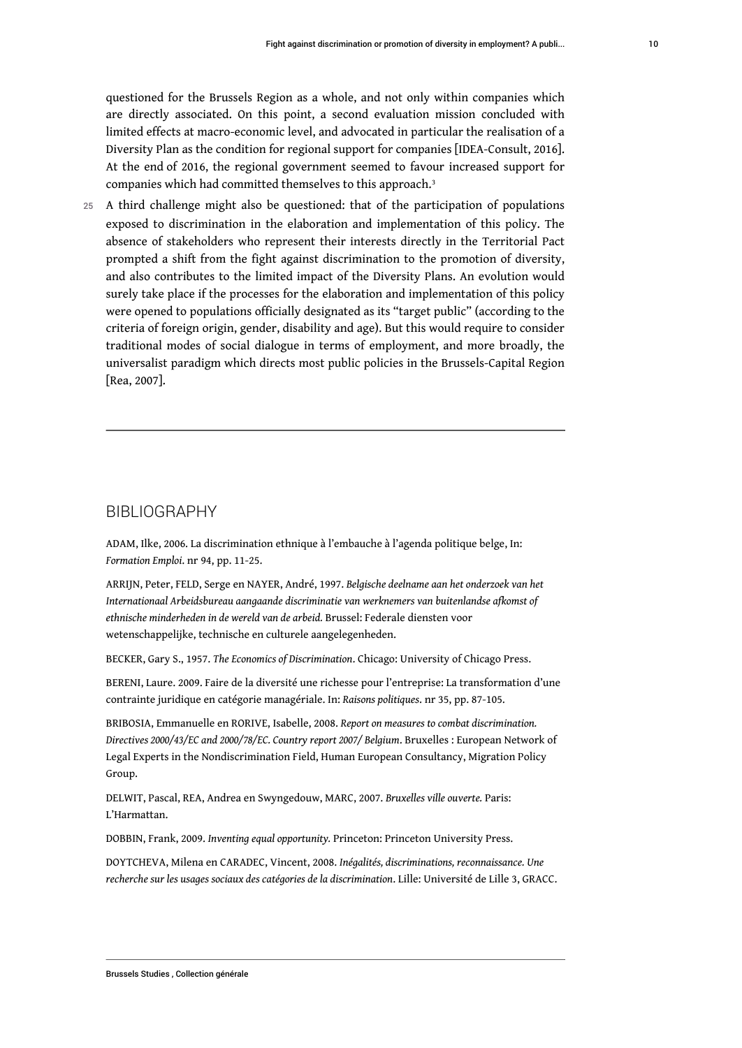questioned for the Brussels Region as a whole, and not only within companies which are directly associated. On this point, a second evaluation mission concluded with limited effects at macro-economic level, and advocated in particular the realisation of a Diversity Plan as the condition for regional support for companies [IDEA-Consult, 2016]. At the end of 2016, the regional government seemed to favour increased support for companies which had committed themselves to this approach.[3]

A third challenge might also be questioned: that of the participation of populations exposed to discrimination in the elaboration and implementation of this policy. The absence of stakeholders who represent their interests directly in the Territorial Pact prompted a shift from the fight against discrimination to the promotion of diversity, and also contributes to the limited impact of the Diversity Plans. An evolution would surely take place if the processes for the elaboration and implementation of this policy were opened to populations officially designated as its "target public" (according to the criteria of foreign origin, gender, disability and age). But this would require to consider traditional modes of social dialogue in terms of employment, and more broadly, the universalist paradigm which directs most public policies in the Brussels-Capital Region [Rea, 2007].

---

## BIBLIOGRAPHY

ADAM, Ilke, 2006. La discrimination ethnique à l'embauche à l'agenda politique belge, In: *Formation Emploi*. nr 94, pp. 11-25.

ARRIJN, Peter, FELD, Serge en NAYER, André, 1997. *Belgische deelname aan het onderzoek van het Internationaal Arbeidsbureau aangaande discriminatie van werknemers van buitenlandse afkomst of ethnische minderheden in de wereld van de arbeid.* Brussel: Federale diensten voor wetenschappelijke, technische en culturele aangelegenheden.

BECKER, Gary S., 1957. *The Economics of Discrimination*. Chicago: University of Chicago Press.

BERENI, Laure. 2009. Faire de la diversité une richesse pour l'entreprise: La transformation d'une contrainte juridique en catégorie managériale. In: *Raisons politiques*. nr 35, pp. 87-105.

BRIBOSIA, Emmanuelle en RORIVE, Isabelle, 2008. *Report on measures to combat discrimination. Directives 2000/43/EC and 2000/78/EC. Country report 2007/ Belgium*. Bruxelles : European Network of Legal Experts in the Nondiscrimination Field, Human European Consultancy, Migration Policy Group.

DELWIT, Pascal, REA, Andrea en Swyngedouw, MARC, 2007. *Bruxelles ville ouverte.* Paris: L'Harmattan.

DOBBIN, Frank, 2009. *Inventing equal opportunity.* Princeton: Princeton University Press.

DOYTCHEVA, Milena en CARADEC, Vincent, 2008. *Inégalités, discriminations, reconnaissance. Une recherche sur les usages sociaux des catégories de la discrimination*. Lille: Université de Lille 3, GRACC.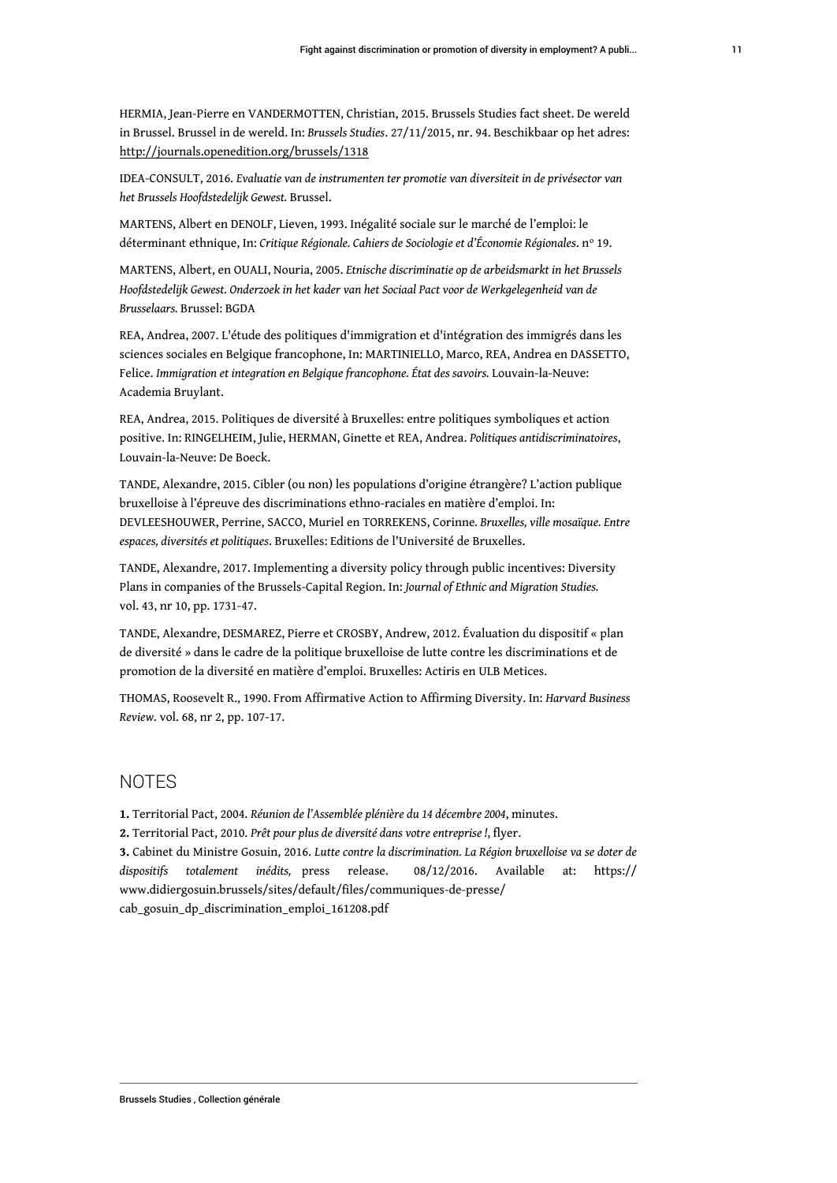HERMIA, Jean-Pierre en VANDERMOTTEN, Christian, 2015. Brussels Studies fact sheet. De wereld in Brussel. Brussel in de wereld. In: *Brussels Studies*. 27/11/2015, nr. 94. Beschikbaar op het adres: http://journals.openedition.org/brussels/1318

IDEA-CONSULT, 2016. *Evaluatie van de instrumenten ter promotie van diversiteit in de privésector van het Brussels Hoofdstedelijk Gewest.* Brussel.

MARTENS, Albert en DENOLF, Lieven, 1993. Inégalité sociale sur le marché de l'emploi: le déterminant ethnique, In: *Critique Régionale. Cahiers de Sociologie et d'Économie Régionales*. n° 19.

MARTENS, Albert, en OUALI, Nouria, 2005. *Etnische discriminatie op de arbeidsmarkt in het Brussels Hoofdstedelijk Gewest. Onderzoek in het kader van het Sociaal Pact voor de Werkgelegenheid van de Brusselaars.* Brussel: BGDA

REA, Andrea, 2007. L'étude des politiques d'immigration et d'intégration des immigrés dans les sciences sociales en Belgique francophone, In: MARTINIELLO, Marco, REA, Andrea en DASSETTO, Felice. *Immigration et integration en Belgique francophone. État des savoirs.* Louvain-la-Neuve: Academia Bruylant.

REA, Andrea, 2015. Politiques de diversité à Bruxelles: entre politiques symboliques et action positive. In: RINGELHEIM, Julie, HERMAN, Ginette et REA, Andrea. *Politiques antidiscriminatoires*, Louvain-la-Neuve: De Boeck.

TANDE, Alexandre, 2015. Cibler (ou non) les populations d'origine étrangère? L'action publique bruxelloise à l'épreuve des discriminations ethno-raciales en matière d'emploi. In: DEVLEESHOUWER, Perrine, SACCO, Muriel en TORREKENS, Corinne. *Bruxelles, ville mosaïque. Entre espaces, diversités et politiques*. Bruxelles: Editions de l'Université de Bruxelles.

TANDE, Alexandre, 2017. Implementing a diversity policy through public incentives: Diversity Plans in companies of the Brussels-Capital Region. In: *Journal of Ethnic and Migration Studies.* vol. 43, nr 10, pp. 1731-47.

TANDE, Alexandre, DESMAREZ, Pierre et CROSBY, Andrew, 2012. Évaluation du dispositif « plan de diversité » dans le cadre de la politique bruxelloise de lutte contre les discriminations et de promotion de la diversité en matière d'emploi. Bruxelles: Actiris en ULB Metices.

THOMAS, Roosevelt R., 1990. From Affirmative Action to Affirming Diversity. In: *Harvard Business Review*. vol. 68, nr 2, pp. 107-17.

## NOTES

**1.** Territorial Pact, 2004. *Réunion de l'Assemblée plénière du 14 décembre 2004*, minutes.

**2.** Territorial Pact, 2010. *Prêt pour plus de diversité dans votre entreprise !*, flyer.

**3.** Cabinet du Ministre Gosuin, 2016. *Lutte contre la discrimination. La Région bruxelloise va se doter de dispositifs totalement inédits,* press release. 08/12/2016. Available at: https://www.didiergosuin.brussels/sites/default/files/communiques-de-presse/cab_gosuin_dp_discrimination_emploi_161208.pdf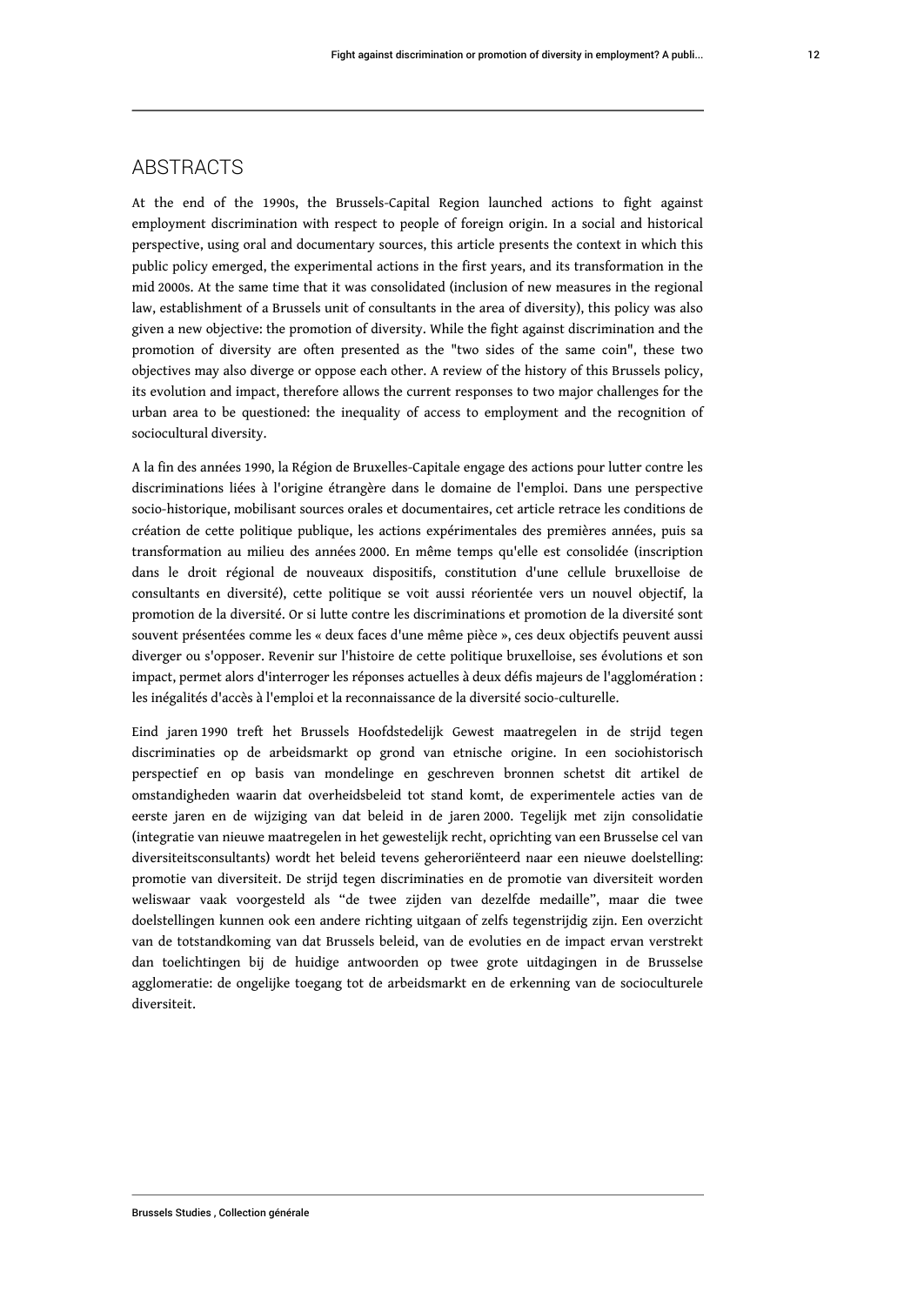## ABSTRACTS

At the end of the 1990s, the Brussels-Capital Region launched actions to fight against employment discrimination with respect to people of foreign origin. In a social and historical perspective, using oral and documentary sources, this article presents the context in which this public policy emerged, the experimental actions in the first years, and its transformation in the mid 2000s. At the same time that it was consolidated (inclusion of new measures in the regional law, establishment of a Brussels unit of consultants in the area of diversity), this policy was also given a new objective: the promotion of diversity. While the fight against discrimination and the promotion of diversity are often presented as the "two sides of the same coin", these two objectives may also diverge or oppose each other. A review of the history of this Brussels policy, its evolution and impact, therefore allows the current responses to two major challenges for the urban area to be questioned: the inequality of access to employment and the recognition of sociocultural diversity.

A la fin des années 1990, la Région de Bruxelles-Capitale engage des actions pour lutter contre les discriminations liées à l'origine étrangère dans le domaine de l'emploi. Dans une perspective socio-historique, mobilisant sources orales et documentaires, cet article retrace les conditions de création de cette politique publique, les actions expérimentales des premières années, puis sa transformation au milieu des années 2000. En même temps qu'elle est consolidée (inscription dans le droit régional de nouveaux dispositifs, constitution d'une cellule bruxelloise de consultants en diversité), cette politique se voit aussi réorientée vers un nouvel objectif, la promotion de la diversité. Or si lutte contre les discriminations et promotion de la diversité sont souvent présentées comme les « deux faces d'une même pièce », ces deux objectifs peuvent aussi diverger ou s'opposer. Revenir sur l'histoire de cette politique bruxelloise, ses évolutions et son impact, permet alors d'interroger les réponses actuelles à deux défis majeurs de l'agglomération : les inégalités d'accès à l'emploi et la reconnaissance de la diversité socio-culturelle.

Eind jaren 1990 treft het Brussels Hoofdstedelijk Gewest maatregelen in de strijd tegen discriminaties op de arbeidsmarkt op grond van etnische origine. In een sociohistorisch perspectief en op basis van mondelinge en geschreven bronnen schetst dit artikel de omstandigheden waarin dat overheidsbeleid tot stand komt, de experimentele acties van de eerste jaren en de wijziging van dat beleid in de jaren 2000. Tegelijk met zijn consolidatie (integratie van nieuwe maatregelen in het gewestelijk recht, oprichting van een Brusselse cel van diversiteitsconsultants) wordt het beleid tevens geheroriënteerd naar een nieuwe doelstelling: promotie van diversiteit. De strijd tegen discriminaties en de promotie van diversiteit worden weliswaar vaak voorgesteld als "de twee zijden van dezelfde medaille", maar die twee doelstellingen kunnen ook een andere richting uitgaan of zelfs tegenstrijdig zijn. Een overzicht van de totstandkoming van dat Brussels beleid, van de evoluties en de impact ervan verstrekt dan toelichtingen bij de huidige antwoorden op twee grote uitdagingen in de Brusselse agglomeratie: de ongelijke toegang tot de arbeidsmarkt en de erkenning van de socioculturele diversiteit.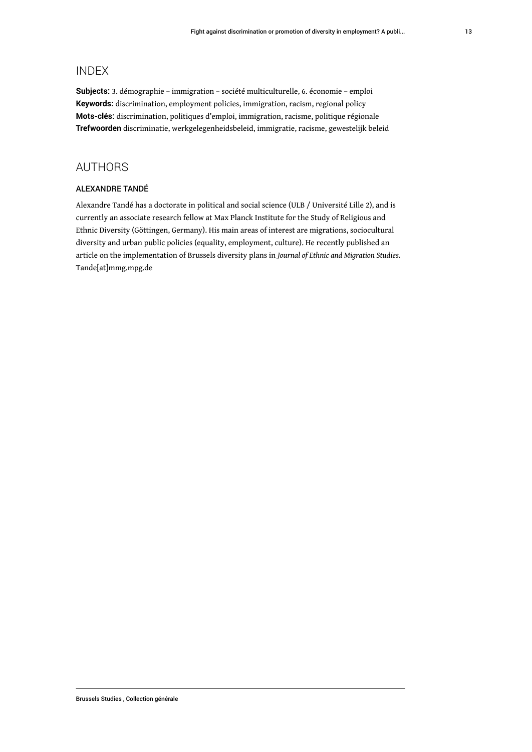## INDEX

**Subjects:** 3. démographie – immigration – société multiculturelle, 6. économie – emploi
**Keywords:** discrimination, employment policies, immigration, racism, regional policy
**Mots-clés:** discrimination, politiques d'emploi, immigration, racisme, politique régionale
**Trefwoorden** discriminatie, werkgelegenheidsbeleid, immigratie, racisme, gewestelijk beleid

## AUTHORS

### ALEXANDRE TANDÉ

Alexandre Tandé has a doctorate in political and social science (ULB / Université Lille 2), and is currently an associate research fellow at Max Planck Institute for the Study of Religious and Ethnic Diversity (Göttingen, Germany). His main areas of interest are migrations, sociocultural diversity and urban public policies (equality, employment, culture). He recently published an article on the implementation of Brussels diversity plans in *Journal of Ethnic and Migration Studies*. Tande[at]mmg.mpg.de